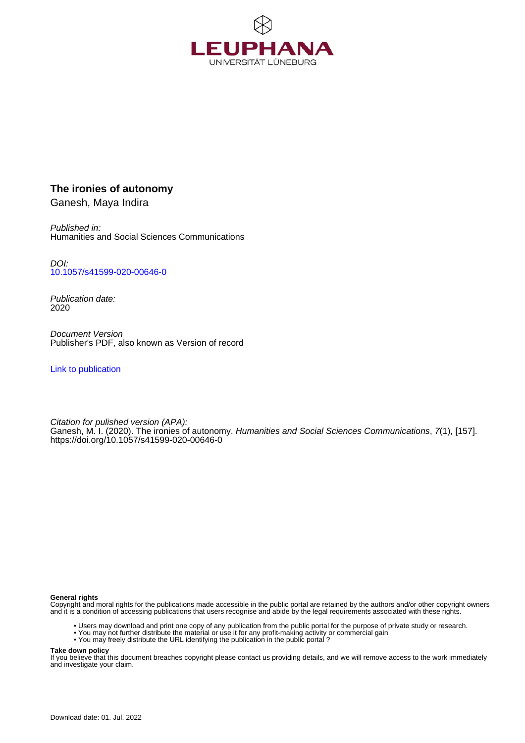LEUPHANA
UNIVERSITÄT LÜNEBURG

**The ironies of autonomy**
Ganesh, Maya Indira

*Published in:*
Humanities and Social Sciences Communications

*DOI:*
10.1057/s41599-020-00646-0

*Publication date:*
2020

*Document Version*
Publisher's PDF, also known as Version of record

Link to publication

*Citation for pulished version (APA):*
Ganesh, M. I. (2020). The ironies of autonomy. *Humanities and Social Sciences Communications*, *7*(1), [157]. https://doi.org/10.1057/s41599-020-00646-0

**General rights**
Copyright and moral rights for the publications made accessible in the public portal are retained by the authors and/or other copyright owners and it is a condition of accessing publications that users recognise and abide by the legal requirements associated with these rights.

- Users may download and print one copy of any publication from the public portal for the purpose of private study or research.
- You may not further distribute the material or use it for any profit-making activity or commercial gain
- You may freely distribute the URL identifying the publication in the public portal ?

**Take down policy**
If you believe that this document breaches copyright please contact us providing details, and we will remove access to the work immediately and investigate your claim.

Download date: 01. Jul. 2022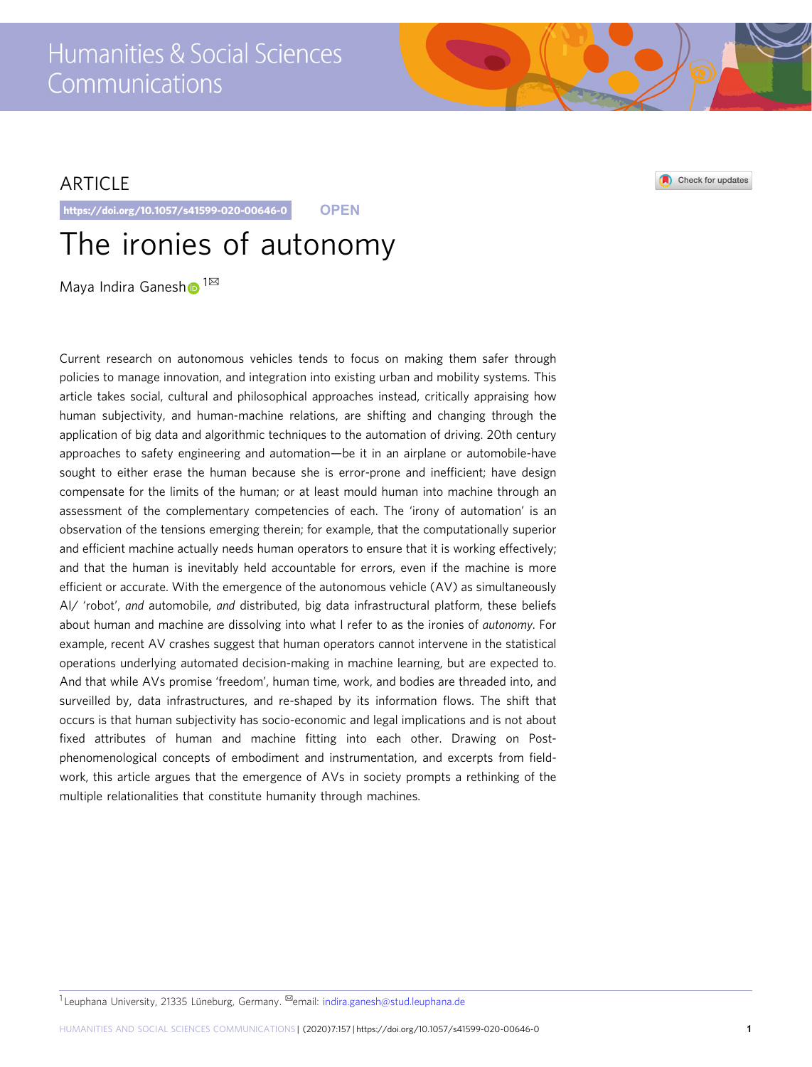ARTICLE

https://doi.org/10.1057/s41599-020-00646-0 OPEN

# The ironies of autonomy

Maya Indira Ganesh [1]✉

Current research on autonomous vehicles tends to focus on making them safer through policies to manage innovation, and integration into existing urban and mobility systems. This article takes social, cultural and philosophical approaches instead, critically appraising how human subjectivity, and human-machine relations, are shifting and changing through the application of big data and algorithmic techniques to the automation of driving. 20th century approaches to safety engineering and automation—be it in an airplane or automobile-have sought to either erase the human because she is error-prone and inefficient; have design compensate for the limits of the human; or at least mould human into machine through an assessment of the complementary competencies of each. The 'irony of automation' is an observation of the tensions emerging therein; for example, that the computationally superior and efficient machine actually needs human operators to ensure that it is working effectively; and that the human is inevitably held accountable for errors, even if the machine is more efficient or accurate. With the emergence of the autonomous vehicle (AV) as simultaneously AI/ 'robot', *and* automobile, *and* distributed, big data infrastructural platform, these beliefs about human and machine are dissolving into what I refer to as the ironies of *autonomy*. For example, recent AV crashes suggest that human operators cannot intervene in the statistical operations underlying automated decision-making in machine learning, but are expected to. And that while AVs promise 'freedom', human time, work, and bodies are threaded into, and surveilled by, data infrastructures, and re-shaped by its information flows. The shift that occurs is that human subjectivity has socio-economic and legal implications and is not about fixed attributes of human and machine fitting into each other. Drawing on Post-phenomenological concepts of embodiment and instrumentation, and excerpts from field-work, this article argues that the emergence of AVs in society prompts a rethinking of the multiple relationalities that constitute humanity through machines.

[1] Leuphana University, 21335 Lüneburg, Germany. ✉email: indira.ganesh@stud.leuphana.de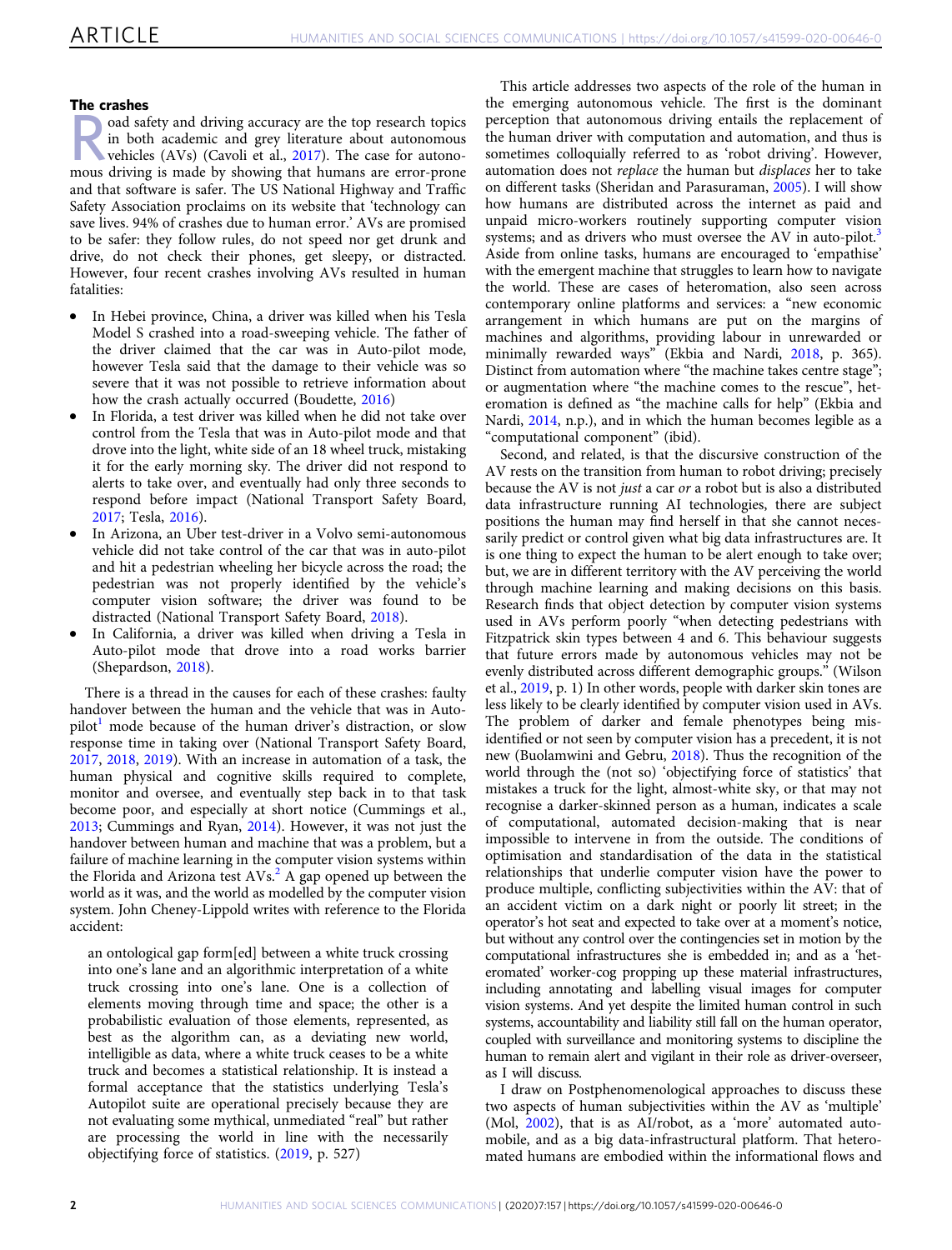## The crashes

Road safety and driving accuracy are the top research topics in both academic and grey literature about autonomous vehicles (AVs) (Cavoli et al., 2017). The case for autonomous driving is made by showing that humans are error-prone and that software is safer. The US National Highway and Traffic Safety Association proclaims on its website that 'technology can save lives. 94% of crashes due to human error.' AVs are promised to be safer: they follow rules, do not speed nor get drunk and drive, do not check their phones, get sleepy, or distracted. However, four recent crashes involving AVs resulted in human fatalities:

- In Hebei province, China, a driver was killed when his Tesla Model S crashed into a road-sweeping vehicle. The father of the driver claimed that the car was in Auto-pilot mode, however Tesla said that the damage to their vehicle was so severe that it was not possible to retrieve information about how the crash actually occurred (Boudette, 2016)
- In Florida, a test driver was killed when he did not take over control from the Tesla that was in Auto-pilot mode and that drove into the light, white side of an 18 wheel truck, mistaking it for the early morning sky. The driver did not respond to alerts to take over, and eventually had only three seconds to respond before impact (National Transport Safety Board, 2017; Tesla, 2016).
- In Arizona, an Uber test-driver in a Volvo semi-autonomous vehicle did not take control of the car that was in auto-pilot and hit a pedestrian wheeling her bicycle across the road; the pedestrian was not properly identified by the vehicle's computer vision software; the driver was found to be distracted (National Transport Safety Board, 2018).
- In California, a driver was killed when driving a Tesla in Auto-pilot mode that drove into a road works barrier (Shepardson, 2018).

There is a thread in the causes for each of these crashes: faulty handover between the human and the vehicle that was in Auto-pilot[1] mode because of the human driver's distraction, or slow response time in taking over (National Transport Safety Board, 2017, 2018, 2019). With an increase in automation of a task, the human physical and cognitive skills required to complete, monitor and oversee, and eventually step back in to that task become poor, and especially at short notice (Cummings et al., 2013; Cummings and Ryan, 2014). However, it was not just the handover between human and machine that was a problem, but a failure of machine learning in the computer vision systems within the Florida and Arizona test AVs.[2] A gap opened up between the world as it was, and the world as modelled by the computer vision system. John Cheney-Lippold writes with reference to the Florida accident:

> an ontological gap form[ed] between a white truck crossing into one's lane and an algorithmic interpretation of a white truck crossing into one's lane. One is a collection of elements moving through time and space; the other is a probabilistic evaluation of those elements, represented, as best as the algorithm can, as a deviating new world, intelligible as data, where a white truck ceases to be a white truck and becomes a statistical relationship. It is instead a formal acceptance that the statistics underlying Tesla's Autopilot suite are operational precisely because they are not evaluating some mythical, unmediated "real" but rather are processing the world in line with the necessarily objectifying force of statistics. (2019, p. 527)

This article addresses two aspects of the role of the human in the emerging autonomous vehicle. The first is the dominant perception that autonomous driving entails the replacement of the human driver with computation and automation, and thus is sometimes colloquially referred to as 'robot driving'. However, automation does not *replace* the human but *displaces* her to take on different tasks (Sheridan and Parasuraman, 2005). I will show how humans are distributed across the internet as paid and unpaid micro-workers routinely supporting computer vision systems; and as drivers who must oversee the AV in auto-pilot.[3] Aside from online tasks, humans are encouraged to 'empathise' with the emergent machine that struggles to learn how to navigate the world. These are cases of heteromation, also seen across contemporary online platforms and services: a "new economic arrangement in which humans are put on the margins of machines and algorithms, providing labour in unrewarded or minimally rewarded ways" (Ekbia and Nardi, 2018, p. 365). Distinct from automation where "the machine takes centre stage"; or augmentation where "the machine comes to the rescue", heteromation is defined as "the machine calls for help" (Ekbia and Nardi, 2014, n.p.), and in which the human becomes legible as a "computational component" (ibid).

Second, and related, is that the discursive construction of the AV rests on the transition from human to robot driving; precisely because the AV is not *just* a car *or* a robot but is also a distributed data infrastructure running AI technologies, there are subject positions the human may find herself in that she cannot necessarily predict or control given what big data infrastructures are. It is one thing to expect the human to be alert enough to take over; but, we are in different territory with the AV perceiving the world through machine learning and making decisions on this basis. Research finds that object detection by computer vision systems used in AVs perform poorly "when detecting pedestrians with Fitzpatrick skin types between 4 and 6. This behaviour suggests that future errors made by autonomous vehicles may not be evenly distributed across different demographic groups." (Wilson et al., 2019, p. 1) In other words, people with darker skin tones are less likely to be clearly identified by computer vision used in AVs. The problem of darker and female phenotypes being misidentified or not seen by computer vision has a precedent, it is not new (Buolamwini and Gebru, 2018). Thus the recognition of the world through the (not so) 'objectifying force of statistics' that mistakes a truck for the light, almost-white sky, or that may not recognise a darker-skinned person as a human, indicates a scale of computational, automated decision-making that is near impossible to intervene in from the outside. The conditions of optimisation and standardisation of the data in the statistical relationships that underlie computer vision have the power to produce multiple, conflicting subjectivities within the AV: that of an accident victim on a dark night or poorly lit street; in the operator's hot seat and expected to take over at a moment's notice, but without any control over the contingencies set in motion by the computational infrastructures she is embedded in; and as a 'heteromated' worker-cog propping up these material infrastructures, including annotating and labelling visual images for computer vision systems. And yet despite the limited human control in such systems, accountability and liability still fall on the human operator, coupled with surveillance and monitoring systems to discipline the human to remain alert and vigilant in their role as driver-overseer, as I will discuss.

I draw on Postphenomenological approaches to discuss these two aspects of human subjectivities within the AV as 'multiple' (Mol, 2002), that is as AI/robot, as a 'more' automated automobile, and as a big data-infrastructural platform. That heteromated humans are embodied within the informational flows and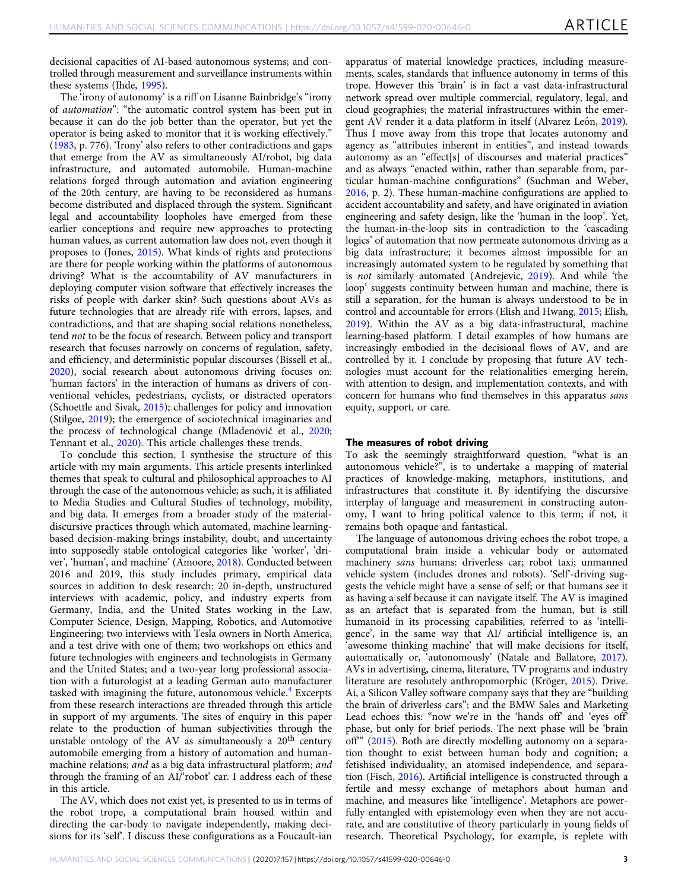decisional capacities of AI-based autonomous systems; and controlled through measurement and surveillance instruments within these systems (Ihde, 1995).

The 'irony of autonomy' is a riff on Lisanne Bainbridge's "irony of *automation*": "the automatic control system has been put in because it can do the job better than the operator, but yet the operator is being asked to monitor that it is working effectively." (1983, p. 776). 'Irony' also refers to other contradictions and gaps that emerge from the AV as simultaneously AI/robot, big data infrastructure, and automated automobile. Human-machine relations forged through automation and aviation engineering of the 20th century, are having to be reconsidered as humans become distributed and displaced through the system. Significant legal and accountability loopholes have emerged from these earlier conceptions and require new approaches to protecting human values, as current automation law does not, even though it proposes to (Jones, 2015). What kinds of rights and protections are there for people working within the platforms of autonomous driving? What is the accountability of AV manufacturers in deploying computer vision software that effectively increases the risks of people with darker skin? Such questions about AVs as future technologies that are already rife with errors, lapses, and contradictions, and that are shaping social relations nonetheless, tend *not* to be the focus of research. Between policy and transport research that focuses narrowly on concerns of regulation, safety, and efficiency, and deterministic popular discourses (Bissell et al., 2020), social research about autonomous driving focuses on: 'human factors' in the interaction of humans as drivers of conventional vehicles, pedestrians, cyclists, or distracted operators (Schoettle and Sivak, 2015); challenges for policy and innovation (Stilgoe, 2019); the emergence of sociotechnical imaginaries and the process of technological change (Mladenović et al., 2020; Tennant et al., 2020). This article challenges these trends.

To conclude this section, I synthesise the structure of this article with my main arguments. This article presents interlinked themes that speak to cultural and philosophical approaches to AI through the case of the autonomous vehicle; as such, it is affiliated to Media Studies and Cultural Studies of technology, mobility, and big data. It emerges from a broader study of the material-discursive practices through which automated, machine learning-based decision-making brings instability, doubt, and uncertainty into supposedly stable ontological categories like 'worker', 'driver', 'human', and machine' (Amoore, 2018). Conducted between 2016 and 2019, this study includes primary, empirical data sources in addition to desk research: 20 in-depth, unstructured interviews with academic, policy, and industry experts from Germany, India, and the United States working in the Law, Computer Science, Design, Mapping, Robotics, and Automotive Engineering; two interviews with Tesla owners in North America, and a test drive with one of them; two workshops on ethics and future technologies with engineers and technologists in Germany and the United States; and a two-year long professional association with a futurologist at a leading German auto manufacturer tasked with imagining the future, autonomous vehicle.[4] Excerpts from these research interactions are threaded through this article in support of my arguments. The sites of enquiry in this paper relate to the production of human subjectivities through the unstable ontology of the AV as simultaneously a 20th century automobile emerging from a history of automation and human-machine relations; *and* as a big data infrastructural platform; *and* through the framing of an AI/'robot' car. I address each of these in this article.

The AV, which does not exist yet, is presented to us in terms of the robot trope, a computational brain housed within and directing the car-body to navigate independently, making decisions for its 'self'. I discuss these configurations as a Foucault-ian apparatus of material knowledge practices, including measurements, scales, standards that influence autonomy in terms of this trope. However this 'brain' is in fact a vast data-infrastructural network spread over multiple commercial, regulatory, legal, and cloud geographies; the material infrastructures within the emergent AV render it a data platform in itself (Alvarez León, 2019). Thus I move away from this trope that locates autonomy and agency as "attributes inherent in entities", and instead towards autonomy as an "effect[s] of discourses and material practices" and as always "enacted within, rather than separable from, particular human-machine configurations" (Suchman and Weber, 2016, p. 2). These human-machine configurations are applied to accident accountability and safety, and have originated in aviation engineering and safety design, like the 'human in the loop'. Yet, the human-in-the-loop sits in contradiction to the 'cascading logics' of automation that now permeate autonomous driving as a big data infrastructure; it becomes almost impossible for an increasingly automated system to be regulated by something that is *not* similarly automated (Andrejevic, 2019). And while 'the loop' suggests continuity between human and machine, there is still a separation, for the human is always understood to be in control and accountable for errors (Elish and Hwang, 2015; Elish, 2019). Within the AV as a big data-infrastructural, machine learning-based platform. I detail examples of how humans are increasingly embodied in the decisional flows of AV, and are controlled by it. I conclude by proposing that future AV technologies must account for the relationalities emerging herein, with attention to design, and implementation contexts, and with concern for humans who find themselves in this apparatus *sans* equity, support, or care.

## The measures of robot driving

To ask the seemingly straightforward question, "what is an autonomous vehicle?", is to undertake a mapping of material practices of knowledge-making, metaphors, institutions, and infrastructures that constitute it. By identifying the discursive interplay of language and measurement in constructing autonomy, I want to bring political valence to this term; if not, it remains both opaque and fantastical.

The language of autonomous driving echoes the robot trope, a computational brain inside a vehicular body or automated machinery *sans* humans: driverless car; robot taxi; unmanned vehicle system (includes drones and robots). 'Self'-driving suggests the vehicle might have a sense of self; or that humans see it as having a self because it can navigate itself. The AV is imagined as an artefact that is separated from the human, but is still humanoid in its processing capabilities, referred to as 'intelligence', in the same way that AI/ artificial intelligence is, an 'awesome thinking machine' that will make decisions for itself, automatically or, 'autonomously' (Natale and Ballatore, 2017). AVs in advertising, cinema, literature, TV programs and industry literature are resolutely anthropomorphic (Kröger, 2015). Drive. Ai, a Silicon Valley software company says that they are "building the brain of driverless cars"; and the BMW Sales and Marketing Lead echoes this: "now we're in the 'hands off' and 'eyes off' phase, but only for brief periods. The next phase will be 'brain off'" (2015). Both are directly modelling autonomy on a separation thought to exist between human body and cognition; a fetishised individuality, an atomised independence, and separation (Fisch, 2016). Artificial intelligence is constructed through a fertile and messy exchange of metaphors about human and machine, and measures like 'intelligence'. Metaphors are powerfully entangled with epistemology even when they are not accurate, and are constitutive of theory particularly in young fields of research. Theoretical Psychology, for example, is replete with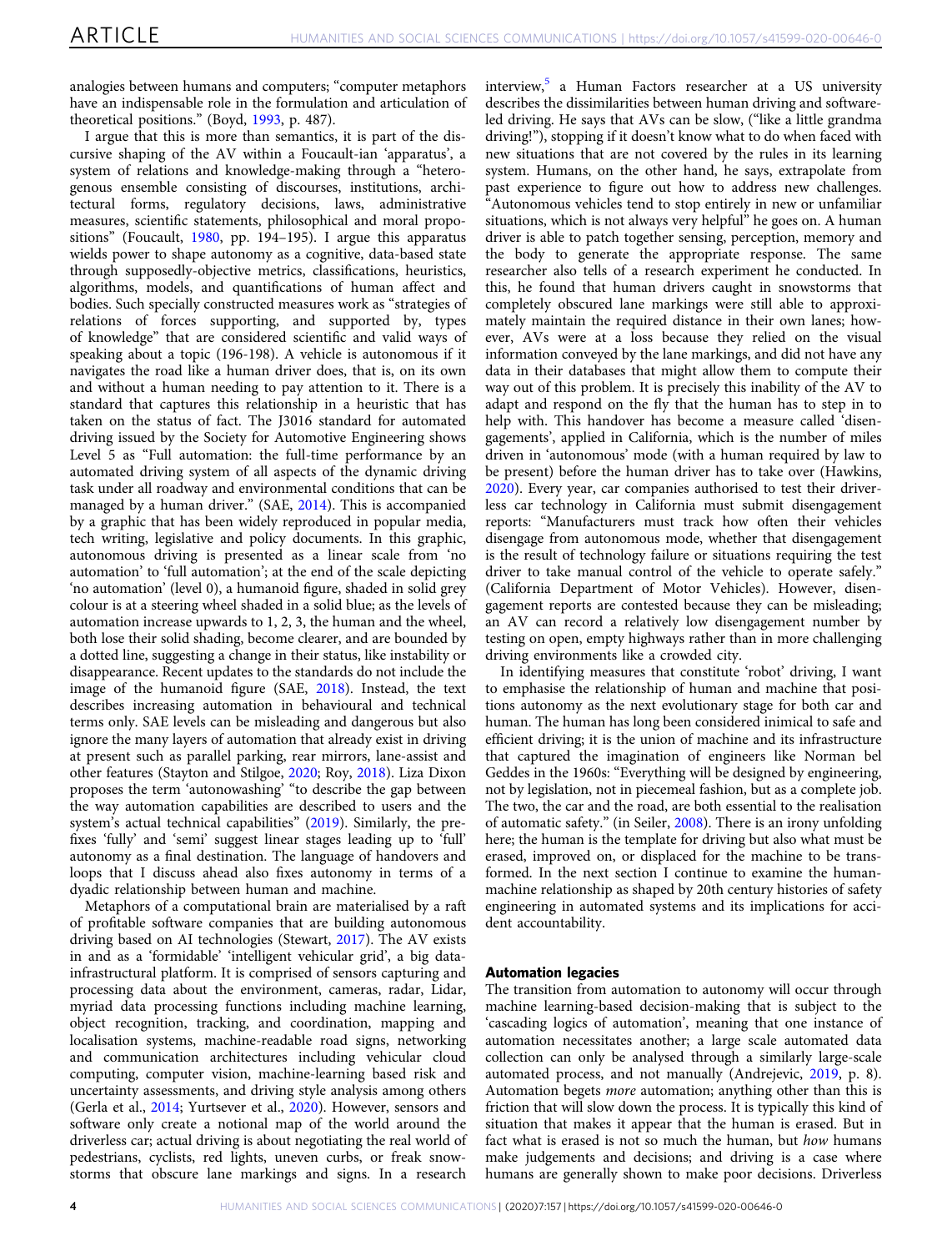analogies between humans and computers; "computer metaphors have an indispensable role in the formulation and articulation of theoretical positions." (Boyd, 1993, p. 487).

I argue that this is more than semantics, it is part of the discursive shaping of the AV within a Foucault-ian 'apparatus', a system of relations and knowledge-making through a "heterogenous ensemble consisting of discourses, institutions, architectural forms, regulatory decisions, laws, administrative measures, scientific statements, philosophical and moral propositions" (Foucault, 1980, pp. 194–195). I argue this apparatus wields power to shape autonomy as a cognitive, data-based state through supposedly-objective metrics, classifications, heuristics, algorithms, models, and quantifications of human affect and bodies. Such specially constructed measures work as "strategies of relations of forces supporting, and supported by, types of knowledge" that are considered scientific and valid ways of speaking about a topic (196-198). A vehicle is autonomous if it navigates the road like a human driver does, that is, on its own and without a human needing to pay attention to it. There is a standard that captures this relationship in a heuristic that has taken on the status of fact. The J3016 standard for automated driving issued by the Society for Automotive Engineering shows Level 5 as "Full automation: the full-time performance by an automated driving system of all aspects of the dynamic driving task under all roadway and environmental conditions that can be managed by a human driver." (SAE, 2014). This is accompanied by a graphic that has been widely reproduced in popular media, tech writing, legislative and policy documents. In this graphic, autonomous driving is presented as a linear scale from 'no automation' to 'full automation'; at the end of the scale depicting 'no automation' (level 0), a humanoid figure, shaded in solid grey colour is at a steering wheel shaded in a solid blue; as the levels of automation increase upwards to 1, 2, 3, the human and the wheel, both lose their solid shading, become clearer, and are bounded by a dotted line, suggesting a change in their status, like instability or disappearance. Recent updates to the standards do not include the image of the humanoid figure (SAE, 2018). Instead, the text describes increasing automation in behavioural and technical terms only. SAE levels can be misleading and dangerous but also ignore the many layers of automation that already exist in driving at present such as parallel parking, rear mirrors, lane-assist and other features (Stayton and Stilgoe, 2020; Roy, 2018). Liza Dixon proposes the term 'autonowashing' "to describe the gap between the way automation capabilities are described to users and the system's actual technical capabilities" (2019). Similarly, the prefixes 'fully' and 'semi' suggest linear stages leading up to 'full' autonomy as a final destination. The language of handovers and loops that I discuss ahead also fixes autonomy in terms of a dyadic relationship between human and machine.

Metaphors of a computational brain are materialised by a raft of profitable software companies that are building autonomous driving based on AI technologies (Stewart, 2017). The AV exists in and as a 'formidable' 'intelligent vehicular grid', a big data-infrastructural platform. It is comprised of sensors capturing and processing data about the environment, cameras, radar, Lidar, myriad data processing functions including machine learning, object recognition, tracking, and coordination, mapping and localisation systems, machine-readable road signs, networking and communication architectures including vehicular cloud computing, computer vision, machine-learning based risk and uncertainty assessments, and driving style analysis among others (Gerla et al., 2014; Yurtsever et al., 2020). However, sensors and software only create a notional map of the world around the driverless car; actual driving is about negotiating the real world of pedestrians, cyclists, red lights, uneven curbs, or freak snowstorms that obscure lane markings and signs. In a research interview,[5] a Human Factors researcher at a US university describes the dissimilarities between human driving and software-led driving. He says that AVs can be slow, ("like a little grandma driving!"), stopping if it doesn't know what to do when faced with new situations that are not covered by the rules in its learning system. Humans, on the other hand, he says, extrapolate from past experience to figure out how to address new challenges. "Autonomous vehicles tend to stop entirely in new or unfamiliar situations, which is not always very helpful" he goes on. A human driver is able to patch together sensing, perception, memory and the body to generate the appropriate response. The same researcher also tells of a research experiment he conducted. In this, he found that human drivers caught in snowstorms that completely obscured lane markings were still able to approximately maintain the required distance in their own lanes; however, AVs were at a loss because they relied on the visual information conveyed by the lane markings, and did not have any data in their databases that might allow them to compute their way out of this problem. It is precisely this inability of the AV to adapt and respond on the fly that the human has to step in to help with. This handover has become a measure called 'disengagements', applied in California, which is the number of miles driven in 'autonomous' mode (with a human required by law to be present) before the human driver has to take over (Hawkins, 2020). Every year, car companies authorised to test their driverless car technology in California must submit disengagement reports: "Manufacturers must track how often their vehicles disengage from autonomous mode, whether that disengagement is the result of technology failure or situations requiring the test driver to take manual control of the vehicle to operate safely." (California Department of Motor Vehicles). However, disengagement reports are contested because they can be misleading; an AV can record a relatively low disengagement number by testing on open, empty highways rather than in more challenging driving environments like a crowded city.

In identifying measures that constitute 'robot' driving, I want to emphasise the relationship of human and machine that positions autonomy as the next evolutionary stage for both car and human. The human has long been considered inimical to safe and efficient driving; it is the union of machine and its infrastructure that captured the imagination of engineers like Norman bel Geddes in the 1960s: "Everything will be designed by engineering, not by legislation, not in piecemeal fashion, but as a complete job. The two, the car and the road, are both essential to the realisation of automatic safety." (in Seiler, 2008). There is an irony unfolding here; the human is the template for driving but also what must be erased, improved on, or displaced for the machine to be transformed. In the next section I continue to examine the human-machine relationship as shaped by 20th century histories of safety engineering in automated systems and its implications for accident accountability.

## Automation legacies

The transition from automation to autonomy will occur through machine learning-based decision-making that is subject to the 'cascading logics of automation', meaning that one instance of automation necessitates another; a large scale automated data collection can only be analysed through a similarly large-scale automated process, and not manually (Andrejevic, 2019, p. 8). Automation begets *more* automation; anything other than this is friction that will slow down the process. It is typically this kind of situation that makes it appear that the human is erased. But in fact what is erased is not so much the human, but *how* humans make judgements and decisions; and driving is a case where humans are generally shown to make poor decisions. Driverless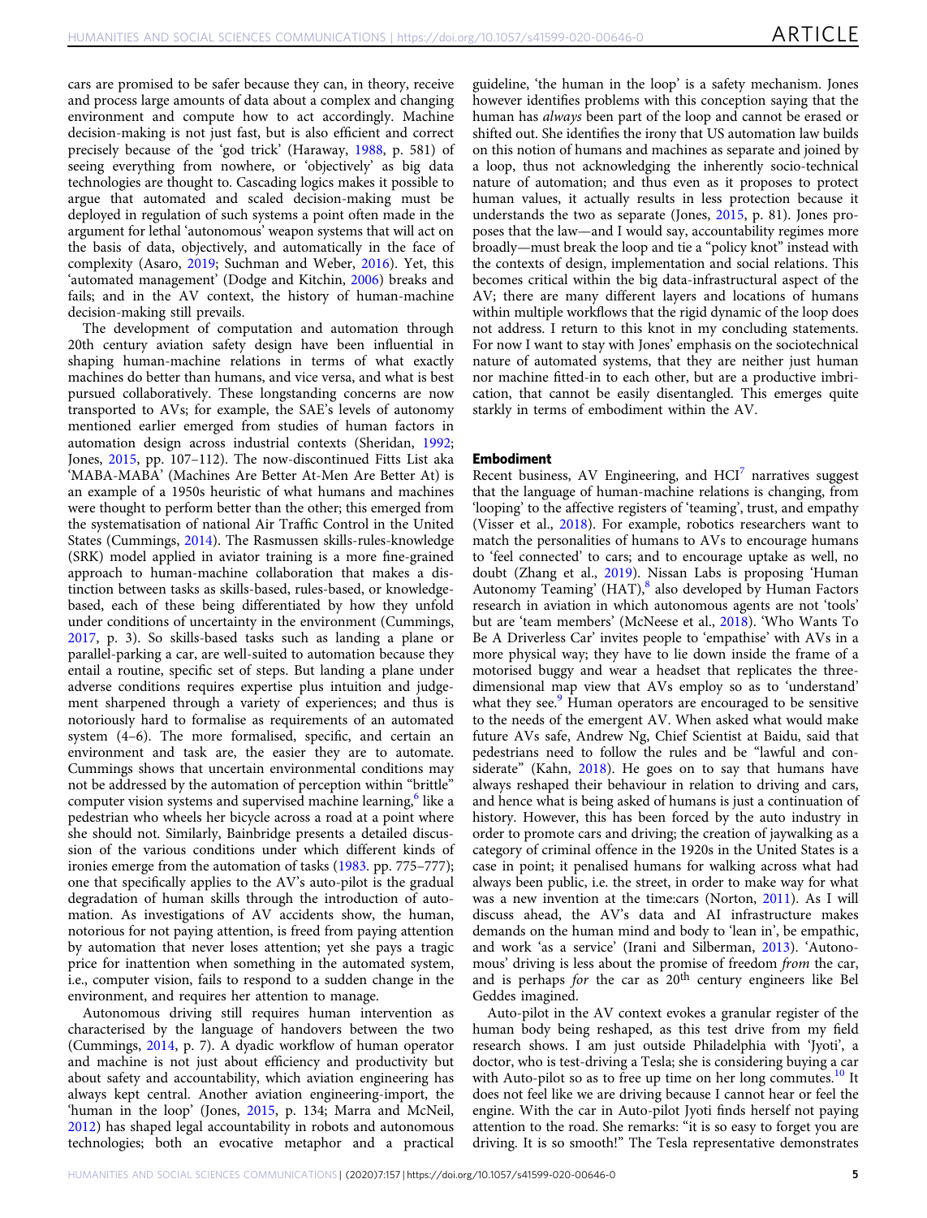cars are promised to be safer because they can, in theory, receive and process large amounts of data about a complex and changing environment and compute how to act accordingly. Machine decision-making is not just fast, but is also efficient and correct precisely because of the 'god trick' (Haraway, 1988, p. 581) of seeing everything from nowhere, or 'objectively' as big data technologies are thought to. Cascading logics makes it possible to argue that automated and scaled decision-making must be deployed in regulation of such systems a point often made in the argument for lethal 'autonomous' weapon systems that will act on the basis of data, objectively, and automatically in the face of complexity (Asaro, 2019; Suchman and Weber, 2016). Yet, this 'automated management' (Dodge and Kitchin, 2006) breaks and fails; and in the AV context, the history of human-machine decision-making still prevails.

The development of computation and automation through 20th century aviation safety design have been influential in shaping human-machine relations in terms of what exactly machines do better than humans, and vice versa, and what is best pursued collaboratively. These longstanding concerns are now transported to AVs; for example, the SAE's levels of autonomy mentioned earlier emerged from studies of human factors in automation design across industrial contexts (Sheridan, 1992; Jones, 2015, pp. 107–112). The now-discontinued Fitts List aka 'MABA-MABA' (Machines Are Better At-Men Are Better At) is an example of a 1950s heuristic of what humans and machines were thought to perform better than the other; this emerged from the systematisation of national Air Traffic Control in the United States (Cummings, 2014). The Rasmussen skills-rules-knowledge (SRK) model applied in aviator training is a more fine-grained approach to human-machine collaboration that makes a distinction between tasks as skills-based, rules-based, or knowledge-based, each of these being differentiated by how they unfold under conditions of uncertainty in the environment (Cummings, 2017, p. 3). So skills-based tasks such as landing a plane or parallel-parking a car, are well-suited to automation because they entail a routine, specific set of steps. But landing a plane under adverse conditions requires expertise plus intuition and judgement sharpened through a variety of experiences; and thus is notoriously hard to formalise as requirements of an automated system (4–6). The more formalised, specific, and certain an environment and task are, the easier they are to automate. Cummings shows that uncertain environmental conditions may not be addressed by the automation of perception within "brittle" computer vision systems and supervised machine learning,[6] like a pedestrian who wheels her bicycle across a road at a point where she should not. Similarly, Bainbridge presents a detailed discussion of the various conditions under which different kinds of ironies emerge from the automation of tasks (1983. pp. 775–777); one that specifically applies to the AV's auto-pilot is the gradual degradation of human skills through the introduction of automation. As investigations of AV accidents show, the human, notorious for not paying attention, is freed from paying attention by automation that never loses attention; yet she pays a tragic price for inattention when something in the automated system, i.e., computer vision, fails to respond to a sudden change in the environment, and requires her attention to manage.

Autonomous driving still requires human intervention as characterised by the language of handovers between the two (Cummings, 2014, p. 7). A dyadic workflow of human operator and machine is not just about efficiency and productivity but about safety and accountability, which aviation engineering has always kept central. Another aviation engineering-import, the 'human in the loop' (Jones, 2015, p. 134; Marra and McNeil, 2012) has shaped legal accountability in robots and autonomous technologies; both an evocative metaphor and a practical guideline, 'the human in the loop' is a safety mechanism. Jones however identifies problems with this conception saying that the human has *always* been part of the loop and cannot be erased or shifted out. She identifies the irony that US automation law builds on this notion of humans and machines as separate and joined by a loop, thus not acknowledging the inherently socio-technical nature of automation; and thus even as it proposes to protect human values, it actually results in less protection because it understands the two as separate (Jones, 2015, p. 81). Jones proposes that the law—and I would say, accountability regimes more broadly—must break the loop and tie a "policy knot" instead with the contexts of design, implementation and social relations. This becomes critical within the big data-infrastructural aspect of the AV; there are many different layers and locations of humans within multiple workflows that the rigid dynamic of the loop does not address. I return to this knot in my concluding statements. For now I want to stay with Jones' emphasis on the sociotechnical nature of automated systems, that they are neither just human nor machine fitted-in to each other, but are a productive imbrication, that cannot be easily disentangled. This emerges quite starkly in terms of embodiment within the AV.

## Embodiment

Recent business, AV Engineering, and HCI[7] narratives suggest that the language of human-machine relations is changing, from 'looping' to the affective registers of 'teaming', trust, and empathy (Visser et al., 2018). For example, robotics researchers want to match the personalities of humans to AVs to encourage humans to 'feel connected' to cars; and to encourage uptake as well, no doubt (Zhang et al., 2019). Nissan Labs is proposing 'Human Autonomy Teaming' (HAT),[8] also developed by Human Factors research in aviation in which autonomous agents are not 'tools' but are 'team members' (McNeese et al., 2018). 'Who Wants To Be A Driverless Car' invites people to 'empathise' with AVs in a more physical way; they have to lie down inside the frame of a motorised buggy and wear a headset that replicates the three-dimensional map view that AVs employ so as to 'understand' what they see.[9] Human operators are encouraged to be sensitive to the needs of the emergent AV. When asked what would make future AVs safe, Andrew Ng, Chief Scientist at Baidu, said that pedestrians need to follow the rules and be "lawful and considerate" (Kahn, 2018). He goes on to say that humans have always reshaped their behaviour in relation to driving and cars, and hence what is being asked of humans is just a continuation of history. However, this has been forced by the auto industry in order to promote cars and driving; the creation of jaywalking as a category of criminal offence in the 1920s in the United States is a case in point; it penalised humans for walking across what had always been public, i.e. the street, in order to make way for what was a new invention at the time:cars (Norton, 2011). As I will discuss ahead, the AV's data and AI infrastructure makes demands on the human mind and body to 'lean in', be empathic, and work 'as a service' (Irani and Silberman, 2013). 'Autonomous' driving is less about the promise of freedom *from* the car, and is perhaps *for* the car as 20th century engineers like Bel Geddes imagined.

Auto-pilot in the AV context evokes a granular register of the human body being reshaped, as this test drive from my field research shows. I am just outside Philadelphia with 'Jyoti', a doctor, who is test-driving a Tesla; she is considering buying a car with Auto-pilot so as to free up time on her long commutes.[10] It does not feel like we are driving because I cannot hear or feel the engine. With the car in Auto-pilot Jyoti finds herself not paying attention to the road. She remarks: "it is so easy to forget you are driving. It is so smooth!" The Tesla representative demonstrates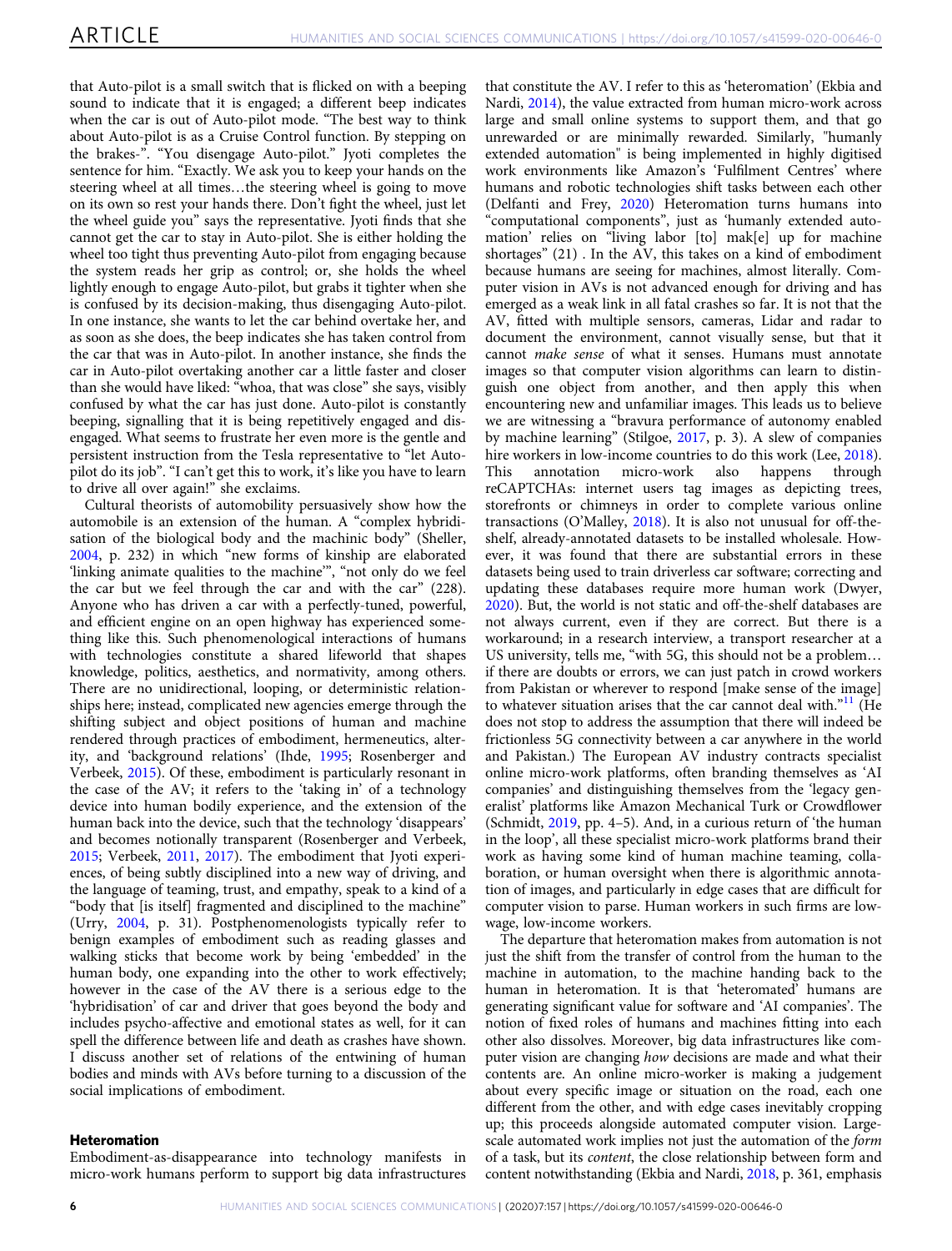that Auto-pilot is a small switch that is flicked on with a beeping sound to indicate that it is engaged; a different beep indicates when the car is out of Auto-pilot mode. "The best way to think about Auto-pilot is as a Cruise Control function. By stepping on the brakes-". "You disengage Auto-pilot." Jyoti completes the sentence for him. "Exactly. We ask you to keep your hands on the steering wheel at all times…the steering wheel is going to move on its own so rest your hands there. Don't fight the wheel, just let the wheel guide you" says the representative. Jyoti finds that she cannot get the car to stay in Auto-pilot. She is either holding the wheel too tight thus preventing Auto-pilot from engaging because the system reads her grip as control; or, she holds the wheel lightly enough to engage Auto-pilot, but grabs it tighter when she is confused by its decision-making, thus disengaging Auto-pilot. In one instance, she wants to let the car behind overtake her, and as soon as she does, the beep indicates she has taken control from the car that was in Auto-pilot. In another instance, she finds the car in Auto-pilot overtaking another car a little faster and closer than she would have liked: "whoa, that was close" she says, visibly confused by what the car has just done. Auto-pilot is constantly beeping, signalling that it is being repetitively engaged and disengaged. What seems to frustrate her even more is the gentle and persistent instruction from the Tesla representative to "let Auto-pilot do its job". "I can't get this to work, it's like you have to learn to drive all over again!" she exclaims.

Cultural theorists of automobility persuasively show how the automobile is an extension of the human. A "complex hybridisation of the biological body and the machinic body" (Sheller, 2004, p. 232) in which "new forms of kinship are elaborated 'linking animate qualities to the machine'", "not only do we feel the car but we feel through the car and with the car" (228). Anyone who has driven a car with a perfectly-tuned, powerful, and efficient engine on an open highway has experienced something like this. Such phenomenological interactions of humans with technologies constitute a shared lifeworld that shapes knowledge, politics, aesthetics, and normativity, among others. There are no unidirectional, looping, or deterministic relationships here; instead, complicated new agencies emerge through the shifting subject and object positions of human and machine rendered through practices of embodiment, hermeneutics, alterity, and 'background relations' (Ihde, 1995; Rosenberger and Verbeek, 2015). Of these, embodiment is particularly resonant in the case of the AV; it refers to the 'taking in' of a technology device into human bodily experience, and the extension of the human back into the device, such that the technology 'disappears' and becomes notionally transparent (Rosenberger and Verbeek, 2015; Verbeek, 2011, 2017). The embodiment that Jyoti experiences, of being subtly disciplined into a new way of driving, and the language of teaming, trust, and empathy, speak to a kind of a "body that [is itself] fragmented and disciplined to the machine" (Urry, 2004, p. 31). Postphenomenologists typically refer to benign examples of embodiment such as reading glasses and walking sticks that become work by being 'embedded' in the human body, one expanding into the other to work effectively; however in the case of the AV there is a serious edge to the 'hybridisation' of car and driver that goes beyond the body and includes psycho-affective and emotional states as well, for it can spell the difference between life and death as crashes have shown. I discuss another set of relations of the entwining of human bodies and minds with AVs before turning to a discussion of the social implications of embodiment.

### Heteromation

Embodiment-as-disappearance into technology manifests in micro-work humans perform to support big data infrastructures that constitute the AV. I refer to this as 'heteromation' (Ekbia and Nardi, 2014), the value extracted from human micro-work across large and small online systems to support them, and that go unrewarded or are minimally rewarded. Similarly, "humanly extended automation" is being implemented in highly digitised work environments like Amazon's 'Fulfilment Centres' where humans and robotic technologies shift tasks between each other (Delfanti and Frey, 2020) Heteromation turns humans into "computational components", just as 'humanly extended automation' relies on "living labor [to] mak[e] up for machine shortages" (21) . In the AV, this takes on a kind of embodiment because humans are seeing for machines, almost literally. Computer vision in AVs is not advanced enough for driving and has emerged as a weak link in all fatal crashes so far. It is not that the AV, fitted with multiple sensors, cameras, Lidar and radar to document the environment, cannot visually sense, but that it cannot *make sense* of what it senses. Humans must annotate images so that computer vision algorithms can learn to distinguish one object from another, and then apply this when encountering new and unfamiliar images. This leads us to believe we are witnessing a "bravura performance of autonomy enabled by machine learning" (Stilgoe, 2017, p. 3). A slew of companies hire workers in low-income countries to do this work (Lee, 2018). This annotation micro-work also happens through reCAPTCHAs: internet users tag images as depicting trees, storefronts or chimneys in order to complete various online transactions (O'Malley, 2018). It is also not unusual for off-the-shelf, already-annotated datasets to be installed wholesale. However, it was found that there are substantial errors in these datasets being used to train driverless car software; correcting and updating these databases require more human work (Dwyer, 2020). But, the world is not static and off-the-shelf databases are not always current, even if they are correct. But there is a workaround; in a research interview, a transport researcher at a US university, tells me, "with 5G, this should not be a problem… if there are doubts or errors, we can just patch in crowd workers from Pakistan or wherever to respond [make sense of the image] to whatever situation arises that the car cannot deal with."[11] (He does not stop to address the assumption that there will indeed be frictionless 5G connectivity between a car anywhere in the world and Pakistan.) The European AV industry contracts specialist online micro-work platforms, often branding themselves as 'AI companies' and distinguishing themselves from the 'legacy generalist' platforms like Amazon Mechanical Turk or Crowdflower (Schmidt, 2019, pp. 4–5). And, in a curious return of 'the human in the loop', all these specialist micro-work platforms brand their work as having some kind of human machine teaming, collaboration, or human oversight when there is algorithmic annotation of images, and particularly in edge cases that are difficult for computer vision to parse. Human workers in such firms are low-wage, low-income workers.

The departure that heteromation makes from automation is not just the shift from the transfer of control from the human to the machine in automation, to the machine handing back to the human in heteromation. It is that 'heteromated' humans are generating significant value for software and 'AI companies'. The notion of fixed roles of humans and machines fitting into each other also dissolves. Moreover, big data infrastructures like computer vision are changing *how* decisions are made and what their contents are. An online micro-worker is making a judgement about every specific image or situation on the road, each one different from the other, and with edge cases inevitably cropping up; this proceeds alongside automated computer vision. Large-scale automated work implies not just the automation of the *form* of a task, but its *content*, the close relationship between form and content notwithstanding (Ekbia and Nardi, 2018, p. 361, emphasis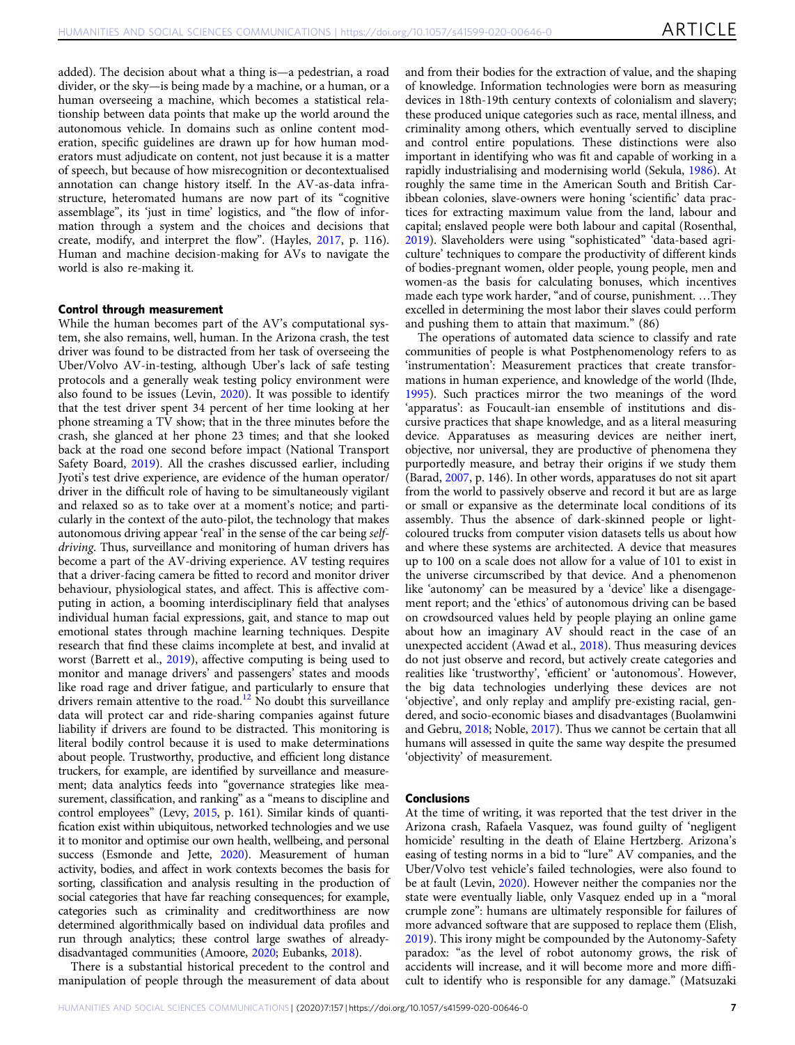added). The decision about what a thing is—a pedestrian, a road divider, or the sky—is being made by a machine, or a human, or a human overseeing a machine, which becomes a statistical relationship between data points that make up the world around the autonomous vehicle. In domains such as online content moderation, specific guidelines are drawn up for how human moderators must adjudicate on content, not just because it is a matter of speech, but because of how misrecognition or decontextualised annotation can change history itself. In the AV-as-data infrastructure, heteromated humans are now part of its "cognitive assemblage", its 'just in time' logistics, and "the flow of information through a system and the choices and decisions that create, modify, and interpret the flow". (Hayles, 2017, p. 116). Human and machine decision-making for AVs to navigate the world is also re-making it.

#### Control through measurement

While the human becomes part of the AV's computational system, she also remains, well, human. In the Arizona crash, the test driver was found to be distracted from her task of overseeing the Uber/Volvo AV-in-testing, although Uber's lack of safe testing protocols and a generally weak testing policy environment were also found to be issues (Levin, 2020). It was possible to identify that the test driver spent 34 percent of her time looking at her phone streaming a TV show; that in the three minutes before the crash, she glanced at her phone 23 times; and that she looked back at the road one second before impact (National Transport Safety Board, 2019). All the crashes discussed earlier, including Jyoti's test drive experience, are evidence of the human operator/driver in the difficult role of having to be simultaneously vigilant and relaxed so as to take over at a moment's notice; and particularly in the context of the auto-pilot, the technology that makes autonomous driving appear 'real' in the sense of the car being *self-driving*. Thus, surveillance and monitoring of human drivers has become a part of the AV-driving experience. AV testing requires that a driver-facing camera be fitted to record and monitor driver behaviour, physiological states, and affect. This is affective computing in action, a booming interdisciplinary field that analyses individual human facial expressions, gait, and stance to map out emotional states through machine learning techniques. Despite research that find these claims incomplete at best, and invalid at worst (Barrett et al., 2019), affective computing is being used to monitor and manage drivers' and passengers' states and moods like road rage and driver fatigue, and particularly to ensure that drivers remain attentive to the road.[12] No doubt this surveillance data will protect car and ride-sharing companies against future liability if drivers are found to be distracted. This monitoring is literal bodily control because it is used to make determinations about people. Trustworthy, productive, and efficient long distance truckers, for example, are identified by surveillance and measurement; data analytics feeds into "governance strategies like measurement, classification, and ranking" as a "means to discipline and control employees" (Levy, 2015, p. 161). Similar kinds of quantification exist within ubiquitous, networked technologies and we use it to monitor and optimise our own health, wellbeing, and personal success (Esmonde and Jette, 2020). Measurement of human activity, bodies, and affect in work contexts becomes the basis for sorting, classification and analysis resulting in the production of social categories that have far reaching consequences; for example, categories such as criminality and creditworthiness are now determined algorithmically based on individual data profiles and run through analytics; these control large swathes of already-disadvantaged communities (Amoore, 2020; Eubanks, 2018).

There is a substantial historical precedent to the control and manipulation of people through the measurement of data about and from their bodies for the extraction of value, and the shaping of knowledge. Information technologies were born as measuring devices in 18th-19th century contexts of colonialism and slavery; these produced unique categories such as race, mental illness, and criminality among others, which eventually served to discipline and control entire populations. These distinctions were also important in identifying who was fit and capable of working in a rapidly industrialising and modernising world (Sekula, 1986). At roughly the same time in the American South and British Caribbean colonies, slave-owners were honing 'scientific' data practices for extracting maximum value from the land, labour and capital; enslaved people were both labour and capital (Rosenthal, 2019). Slaveholders were using "sophisticated" 'data-based agriculture' techniques to compare the productivity of different kinds of bodies-pregnant women, older people, young people, men and women-as the basis for calculating bonuses, which incentives made each type work harder, "and of course, punishment. …They excelled in determining the most labor their slaves could perform and pushing them to attain that maximum." (86)

The operations of automated data science to classify and rate communities of people is what Postphenomenology refers to as 'instrumentation': Measurement practices that create transformations in human experience, and knowledge of the world (Ihde, 1995). Such practices mirror the two meanings of the word 'apparatus': as Foucault-ian ensemble of institutions and discursive practices that shape knowledge, and as a literal measuring device. Apparatuses as measuring devices are neither inert, objective, nor universal, they are productive of phenomena they purportedly measure, and betray their origins if we study them (Barad, 2007, p. 146). In other words, apparatuses do not sit apart from the world to passively observe and record it but are as large or small or expansive as the determinate local conditions of its assembly. Thus the absence of dark-skinned people or light-coloured trucks from computer vision datasets tells us about how and where these systems are architected. A device that measures up to 100 on a scale does not allow for a value of 101 to exist in the universe circumscribed by that device. And a phenomenon like 'autonomy' can be measured by a 'device' like a disengagement report; and the 'ethics' of autonomous driving can be based on crowdsourced values held by people playing an online game about how an imaginary AV should react in the case of an unexpected accident (Awad et al., 2018). Thus measuring devices do not just observe and record, but actively create categories and realities like 'trustworthy', 'efficient' or 'autonomous'. However, the big data technologies underlying these devices are not 'objective', and only replay and amplify pre-existing racial, gendered, and socio-economic biases and disadvantages (Buolamwini and Gebru, 2018; Noble, 2017). Thus we cannot be certain that all humans will assessed in quite the same way despite the presumed 'objectivity' of measurement.

### Conclusions

At the time of writing, it was reported that the test driver in the Arizona crash, Rafaela Vasquez, was found guilty of 'negligent homicide' resulting in the death of Elaine Hertzberg. Arizona's easing of testing norms in a bid to "lure" AV companies, and the Uber/Volvo test vehicle's failed technologies, were also found to be at fault (Levin, 2020). However neither the companies nor the state were eventually liable, only Vasquez ended up in a "moral crumple zone": humans are ultimately responsible for failures of more advanced software that are supposed to replace them (Elish, 2019). This irony might be compounded by the Autonomy-Safety paradox: "as the level of robot autonomy grows, the risk of accidents will increase, and it will become more and more difficult to identify who is responsible for any damage." (Matsuzaki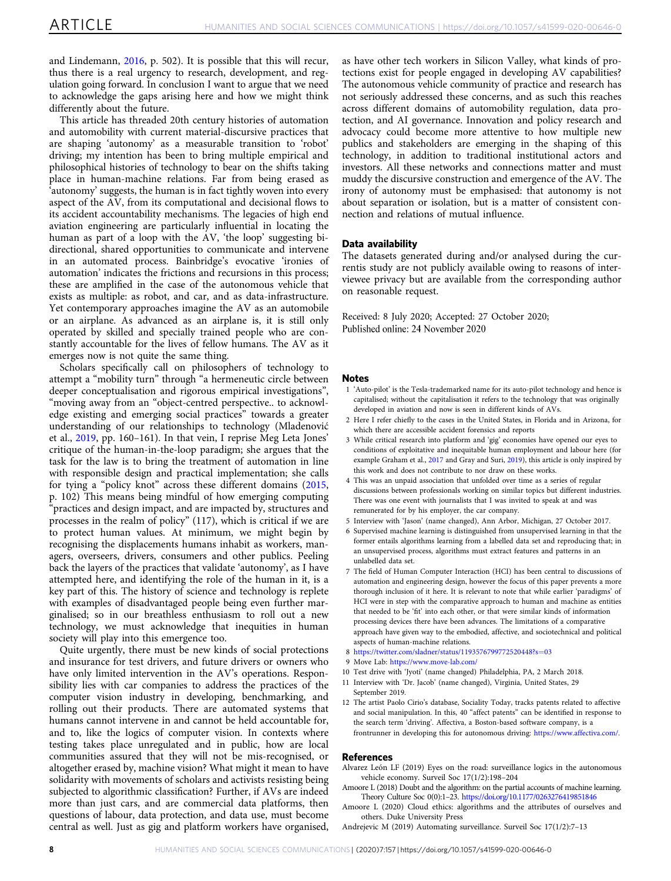and Lindemann, 2016, p. 502). It is possible that this will recur, thus there is a real urgency to research, development, and regulation going forward. In conclusion I want to argue that we need to acknowledge the gaps arising here and how we might think differently about the future.

This article has threaded 20th century histories of automation and automobility with current material-discursive practices that are shaping 'autonomy' as a measurable transition to 'robot' driving; my intention has been to bring multiple empirical and philosophical histories of technology to bear on the shifts taking place in human-machine relations. Far from being erased as 'autonomy' suggests, the human is in fact tightly woven into every aspect of the AV, from its computational and decisional flows to its accident accountability mechanisms. The legacies of high end aviation engineering are particularly influential in locating the human as part of a loop with the AV, 'the loop' suggesting bi-directional, shared opportunities to communicate and intervene in an automated process. Bainbridge's evocative 'ironies of automation' indicates the frictions and recursions in this process; these are amplified in the case of the autonomous vehicle that exists as multiple: as robot, and car, and as data-infrastructure. Yet contemporary approaches imagine the AV as an automobile or an airplane. As advanced as an airplane is, it is still only operated by skilled and specially trained people who are constantly accountable for the lives of fellow humans. The AV as it emerges now is not quite the same thing.

Scholars specifically call on philosophers of technology to attempt a "mobility turn" through "a hermeneutic circle between deeper conceptualisation and rigorous empirical investigations", "moving away from an "object-centred perspective.. to acknowledge existing and emerging social practices" towards a greater understanding of our relationships to technology (Mladenović et al., 2019, pp. 160–161). In that vein, I reprise Meg Leta Jones' critique of the human-in-the-loop paradigm; she argues that the task for the law is to bring the treatment of automation in line with responsible design and practical implementation; she calls for tying a "policy knot" across these different domains (2015, p. 102) This means being mindful of how emerging computing "practices and design impact, and are impacted by, structures and processes in the realm of policy" (117), which is critical if we are to protect human values. At minimum, we might begin by recognising the displacements humans inhabit as workers, managers, overseers, drivers, consumers and other publics. Peeling back the layers of the practices that validate 'autonomy', as I have attempted here, and identifying the role of the human in it, is a key part of this. The history of science and technology is replete with examples of disadvantaged people being even further marginalised; so in our breathless enthusiasm to roll out a new technology, we must acknowledge that inequities in human society will play into this emergence too.

Quite urgently, there must be new kinds of social protections and insurance for test drivers, and future drivers or owners who have only limited intervention in the AV's operations. Responsibility lies with car companies to address the practices of the computer vision industry in developing, benchmarking, and rolling out their products. There are automated systems that humans cannot intervene in and cannot be held accountable for, and to, like the logics of computer vision. In contexts where testing takes place unregulated and in public, how are local communities assured that they will not be mis-recognised, or altogether erased by, machine vision? What might it mean to have solidarity with movements of scholars and activists resisting being subjected to algorithmic classification? Further, if AVs are indeed more than just cars, and are commercial data platforms, then questions of labour, data protection, and data use, must become central as well. Just as gig and platform workers have organised, as have other tech workers in Silicon Valley, what kinds of protections exist for people engaged in developing AV capabilities? The autonomous vehicle community of practice and research has not seriously addressed these concerns, and as such this reaches across different domains of automobility regulation, data protection, and AI governance. Innovation and policy research and advocacy could become more attentive to how multiple new publics and stakeholders are emerging in the shaping of this technology, in addition to traditional institutional actors and investors. All these networks and connections matter and must muddy the discursive construction and emergence of the AV. The irony of autonomy must be emphasised: that autonomy is not about separation or isolation, but is a matter of consistent connection and relations of mutual influence.

## Data availability

The datasets generated during and/or analysed during the currentis study are not publicly available owing to reasons of interviewee privacy but are available from the corresponding author on reasonable request.

Received: 8 July 2020; Accepted: 27 October 2020;
Published online: 24 November 2020

## Notes

1. 'Auto-pilot' is the Tesla-trademarked name for its auto-pilot technology and hence is capitalised; without the capitalisation it refers to the technology that was originally developed in aviation and now is seen in different kinds of AVs.
2. Here I refer chiefly to the cases in the United States, in Florida and in Arizona, for which there are accessible accident forensics and reports
3. While critical research into platform and 'gig' economies have opened our eyes to conditions of exploitative and inequitable human employment and labour here (for example Graham et al., 2017 and Gray and Suri, 2019), this article is only inspired by this work and does not contribute to nor draw on these works.
4. This was an unpaid association that unfolded over time as a series of regular discussions between professionals working on similar topics but different industries. There was one event with journalists that I was invited to speak at and was remunerated for by his employer, the car company.
5. Interview with 'Jason' (name changed), Ann Arbor, Michigan, 27 October 2017.
6. Supervised machine learning is distinguished from unsupervised learning in that the former entails algorithms learning from a labelled data set and reproducing that; in an unsupervised process, algorithms must extract features and patterns in an unlabelled data set.
7. The field of Human Computer Interaction (HCI) has been central to discussions of automation and engineering design, however the focus of this paper prevents a more thorough inclusion of it here. It is relevant to note that while earlier 'paradigms' of HCI were in step with the comparative approach to human and machine as entities that needed to be 'fit' into each other, or that were similar kinds of information processing devices there have been advances. The limitations of a comparative approach have given way to the embodied, affective, and sociotechnical and political aspects of human-machine relations.
8. https://twitter.com/sladner/status/1193576799772520448?s=03
9. Move Lab: https://www.move-lab.com/
10. Test drive with 'Jyoti' (name changed) Philadelphia, PA, 2 March 2018.
11. Interview with 'Dr. Jacob' (name changed), Virginia, United States, 29 September 2019.
12. The artist Paolo Cirio's database, Sociality Today, tracks patents related to affective and social manipulation. In this, 40 "affect patents" can be identified in response to the search term 'driving'. Affectiva, a Boston-based software company, is a frontrunner in developing this for autonomous driving: https://www.affectiva.com/.

## References

Alvarez León LF (2019) Eyes on the road: surveillance logics in the autonomous vehicle economy. Surveil Soc 17(1/2):198–204

Amoore L (2018) Doubt and the algorithm: on the partial accounts of machine learning. Theory Culture Soc 0(0):1–23. https://doi.org/10.1177/0263276419851846

Amoore L (2020) Cloud ethics: algorithms and the attributes of ourselves and others. Duke University Press

Andrejevic M (2019) Automating surveillance. Surveil Soc 17(1/2):7–13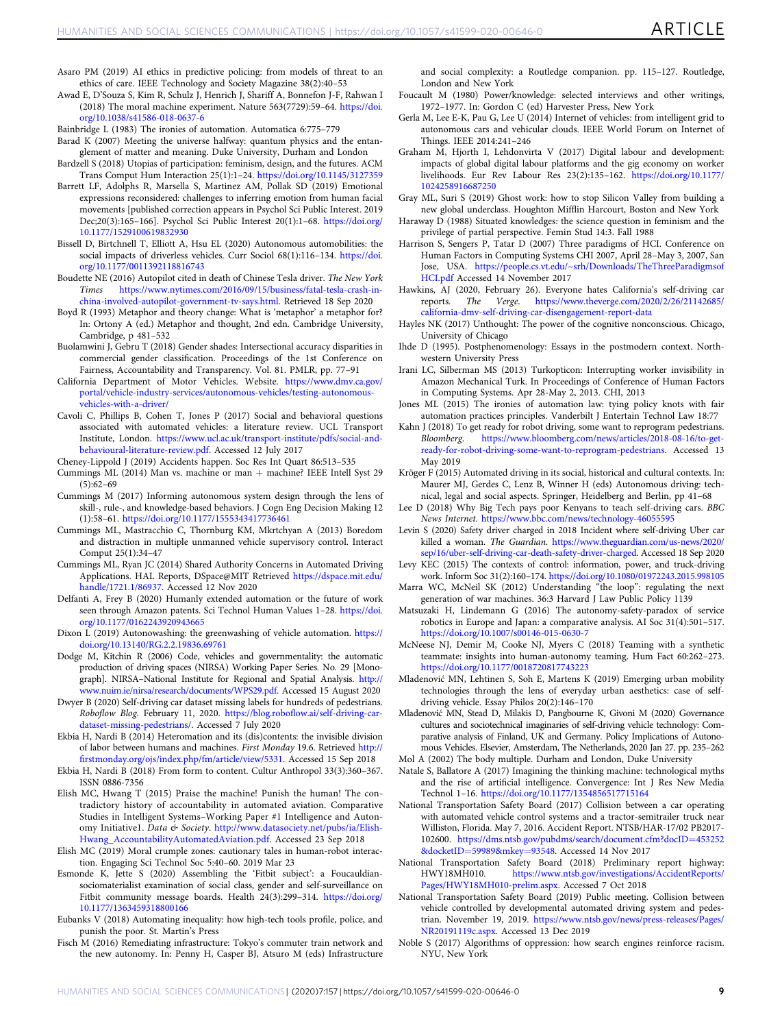Asaro PM (2019) AI ethics in predictive policing: from models of threat to an ethics of care. IEEE Technology and Society Magazine 38(2):40–53

Awad E, D'Souza S, Kim R, Schulz J, Henrich J, Shariff A, Bonnefon J-F, Rahwan I (2018) The moral machine experiment. Nature 563(7729):59–64. https://doi.org/10.1038/s41586-018-0637-6

Bainbridge L (1983) The ironies of automation. Automatica 6:775–779

Barad K (2007) Meeting the universe halfway: quantum physics and the entanglement of matter and meaning. Duke University, Durham and London

Bardzell S (2018) Utopias of participation: feminism, design, and the futures. ACM Trans Comput Hum Interaction 25(1):1–24. https://doi.org/10.1145/3127359

Barrett LF, Adolphs R, Marsella S, Martinez AM, Pollak SD (2019) Emotional expressions reconsidered: challenges to inferring emotion from human facial movements [published correction appears in Psychol Sci Public Interest. 2019 Dec;20(3):165–166]. Psychol Sci Public Interest 20(1):1–68. https://doi.org/10.1177/1529100619832930

Bissell D, Birtchnell T, Elliott A, Hsu EL (2020) Autonomous automobilities: the social impacts of driverless vehicles. Curr Sociol 68(1):116–134. https://doi.org/10.1177/0011392118816743

Boudette NE (2016) Autopilot cited in death of Chinese Tesla driver. *The New York Times* https://www.nytimes.com/2016/09/15/business/fatal-tesla-crash-in-china-involved-autopilot-government-tv-says.html. Retrieved 18 Sep 2020

Boyd R (1993) Metaphor and theory change: What is 'metaphor' a metaphor for? In: Ortony A (ed.) Metaphor and thought, 2nd edn. Cambridge University, Cambridge, p 481–532

Buolamwini J, Gebru T (2018) Gender shades: Intersectional accuracy disparities in commercial gender classification. Proceedings of the 1st Conference on Fairness, Accountability and Transparency. Vol. 81. PMLR, pp. 77–91

California Department of Motor Vehicles. Website. https://www.dmv.ca.gov/portal/vehicle-industry-services/autonomous-vehicles/testing-autonomous-vehicles-with-a-driver/

Cavoli C, Phillips B, Cohen T, Jones P (2017) Social and behavioral questions associated with automated vehicles: a literature review. UCL Transport Institute, London. https://www.ucl.ac.uk/transport-institute/pdfs/social-and-behavioural-literature-review.pdf. Accessed 12 July 2017

Cheney-Lippold J (2019) Accidents happen. Soc Res Int Quart 86:513–535

Cummings ML (2014) Man vs. machine or man + machine? IEEE Intell Syst 29 (5):62–69

Cummings M (2017) Informing autonomous system design through the lens of skill-, rule-, and knowledge-based behaviors. J Cogn Eng Decision Making 12 (1):58–61. https://doi.org/10.1177/1555343417736461

Cummings ML, Mastracchio C, Thornburg KM, Mkrtchyan A (2013) Boredom and distraction in multiple unmanned vehicle supervisory control. Interact Comput 25(1):34–47

Cummings ML, Ryan JC (2014) Shared Authority Concerns in Automated Driving Applications. HAL Reports, DSpace@MIT Retrieved https://dspace.mit.edu/handle/1721.1/86937. Accessed 12 Nov 2020

Delfanti A, Frey B (2020) Humanly extended automation or the future of work seen through Amazon patents. Sci Technol Human Values 1–28. https://doi.org/10.1177/0162243920943665

Dixon L (2019) Autonowashing: the greenwashing of vehicle automation. https://doi.org/10.13140/RG.2.2.19836.69761

Dodge M, Kitchin R (2006) Code, vehicles and governmentality: the automatic production of driving spaces (NIRSA) Working Paper Series. No. 29 [Monograph]. NIRSA–National Institute for Regional and Spatial Analysis. http://www.nuim.ie/nirsa/research/documents/WPS29.pdf. Accessed 15 August 2020

Dwyer B (2020) Self-driving car dataset missing labels for hundreds of pedestrians. *Roboflow Blog*. February 11, 2020. https://blog.roboflow.ai/self-driving-car-dataset-missing-pedestrians/. Accessed 7 July 2020

Ekbia H, Nardi B (2014) Heteromation and its (dis)contents: the invisible division of labor between humans and machines. *First Monday* 19.6. Retrieved http://firstmonday.org/ojs/index.php/fm/article/view/5331. Accessed 15 Sep 2018

Ekbia H, Nardi B (2018) From form to content. Cultur Anthropol 33(3):360–367. ISSN 0886-7356

Elish MC, Hwang T (2015) Praise the machine! Punish the human! The contradictory history of accountability in automated aviation. Comparative Studies in Intelligent Systems–Working Paper #1 Intelligence and Autonomy Initiative1. *Data & Society*. http://www.datasociety.net/pubs/ia/Elish-Hwang_AccountabilityAutomatedAviation.pdf. Accessed 23 Sep 2018

Elish MC (2019) Moral crumple zones: cautionary tales in human-robot interaction. Engaging Sci Technol Soc 5:40–60. 2019 Mar 23

Esmonde K, Jette S (2020) Assembling the 'Fitbit subject': a Foucauldian-sociomaterialist examination of social class, gender and self-surveillance on Fitbit community message boards. Health 24(3):299–314. https://doi.org/10.1177/1363459318800166

Eubanks V (2018) Automating inequality: how high-tech tools profile, police, and punish the poor. St. Martin's Press

Fisch M (2016) Remediating infrastructure: Tokyo's commuter train network and the new autonomy. In: Penny H, Casper BJ, Atsuro M (eds) Infrastructure and social complexity: a Routledge companion. pp. 115–127. Routledge, London and New York

Foucault M (1980) Power/knowledge: selected interviews and other writings, 1972–1977. In: Gordon C (ed) Harvester Press, New York

Gerla M, Lee E-K, Pau G, Lee U (2014) Internet of vehicles: from intelligent grid to autonomous cars and vehicular clouds. IEEE World Forum on Internet of Things. IEEE 2014:241–246

Graham M, Hjorth I, Lehdonvirta V (2017) Digital labour and development: impacts of global digital labour platforms and the gig economy on worker livelihoods. Eur Rev Labour Res 23(2):135–162. https://doi.org/10.1177/1024258916687250

Gray ML, Suri S (2019) Ghost work: how to stop Silicon Valley from building a new global underclass. Houghton Mifflin Harcourt, Boston and New York

Haraway D (1988) Situated knowledges: the science question in feminism and the privilege of partial perspective. Femin Stud 14:3. Fall 1988

Harrison S, Sengers P, Tatar D (2007) Three paradigms of HCI. Conference on Human Factors in Computing Systems CHI 2007, April 28–May 3, 2007, San Jose, USA. https://people.cs.vt.edu/~srh/Downloads/TheThreeParadigmsofHCI.pdf Accessed 14 November 2017

Hawkins, AJ (2020, February 26). Everyone hates California's self-driving car reports. *The Verge*. https://www.theverge.com/2020/2/26/21142685/california-dmv-self-driving-car-disengagement-report-data

Hayles NK (2017) Unthought: The power of the cognitive nonconscious. Chicago, University of Chicago

Ihde D (1995). Postphenomenology: Essays in the postmodern context. Northwestern University Press

Irani LC, Silberman MS (2013) Turkopticon: Interrupting worker invisibility in Amazon Mechanical Turk. In Proceedings of Conference of Human Factors in Computing Systems. Apr 28-May 2, 2013. CHI, 2013

Jones ML (2015) The ironies of automation law: tying policy knots with fair automation practices principles. Vanderbilt J Entertain Technol Law 18:77

Kahn J (2018) To get ready for robot driving, some want to reprogram pedestrians. *Bloomberg*. https://www.bloomberg.com/news/articles/2018-08-16/to-get-ready-for-robot-driving-some-want-to-reprogram-pedestrians. Accessed 13 May 2019

Kröger F (2015) Automated driving in its social, historical and cultural contexts. In: Maurer MJ, Gerdes C, Lenz B, Winner H (eds) Autonomous driving: technical, legal and social aspects. Springer, Heidelberg and Berlin, pp 41–68

Lee D (2018) Why Big Tech pays poor Kenyans to teach self-driving cars. *BBC News Internet*. https://www.bbc.com/news/technology-46055595

Levin S (2020) Safety driver charged in 2018 Incident where self-driving Uber car killed a woman. *The Guardian*. https://www.theguardian.com/us-news/2020/sep/16/uber-self-driving-car-death-safety-driver-charged. Accessed 18 Sep 2020

Levy KEC (2015) The contexts of control: information, power, and truck-driving work. Inform Soc 31(2):160–174. https://doi.org/10.1080/01972243.2015.998105

Marra WC, McNeil SK (2012) Understanding "the loop": regulating the next generation of war machines. 36:3 Harvard J Law Public Policy 1139

Matsuzaki H, Lindemann G (2016) The autonomy-safety-paradox of service robotics in Europe and Japan: a comparative analysis. AI Soc 31(4):501–517. https://doi.org/10.1007/s00146-015-0630-7

McNeese NJ, Demir M, Cooke NJ, Myers C (2018) Teaming with a synthetic teammate: insights into human-autonomy teaming. Hum Fact 60:262–273. https://doi.org/10.1177/0018720817743223

Mladenović MN, Lehtinen S, Soh E, Martens K (2019) Emerging urban mobility technologies through the lens of everyday urban aesthetics: case of self-driving vehicle. Essay Philos 20(2):146–170

Mladenović MN, Stead D, Milakis D, Pangbourne K, Givoni M (2020) Governance cultures and sociotechnical imaginaries of self-driving vehicle technology: Comparative analysis of Finland, UK and Germany. Policy Implications of Autonomous Vehicles. Elsevier, Amsterdam, The Netherlands, 2020 Jan 27. pp. 235–262

Mol A (2002) The body multiple. Durham and London, Duke University

Natale S, Ballatore A (2017) Imagining the thinking machine: technological myths and the rise of artificial intelligence. Convergence: Int J Res New Media Technol 1–16. https://doi.org/10.1177/1354856517715164

National Transportation Safety Board (2017) Collision between a car operating with automated vehicle control systems and a tractor-semitrailer truck near Williston, Florida. May 7, 2016. Accident Report. NTSB/HAR-17/02 PB2017-102600. https://dms.ntsb.gov/pubdms/search/document.cfm?docID=453252&docketID=59989&mkey=93548. Accessed 14 Nov 2017

National Transportation Safety Board (2018) Preliminary report highway: HWY18MH010. https://www.ntsb.gov/investigations/AccidentReports/Pages/HWY18MH010-prelim.aspx. Accessed 7 Oct 2018

National Transportation Safety Board (2019) Public meeting. Collision between vehicle controlled by developmental automated driving system and pedestrian. November 19, 2019. https://www.ntsb.gov/news/press-releases/Pages/NR20191119c.aspx. Accessed 13 Dec 2019

Noble S (2017) Algorithms of oppression: how search engines reinforce racism. NYU, New York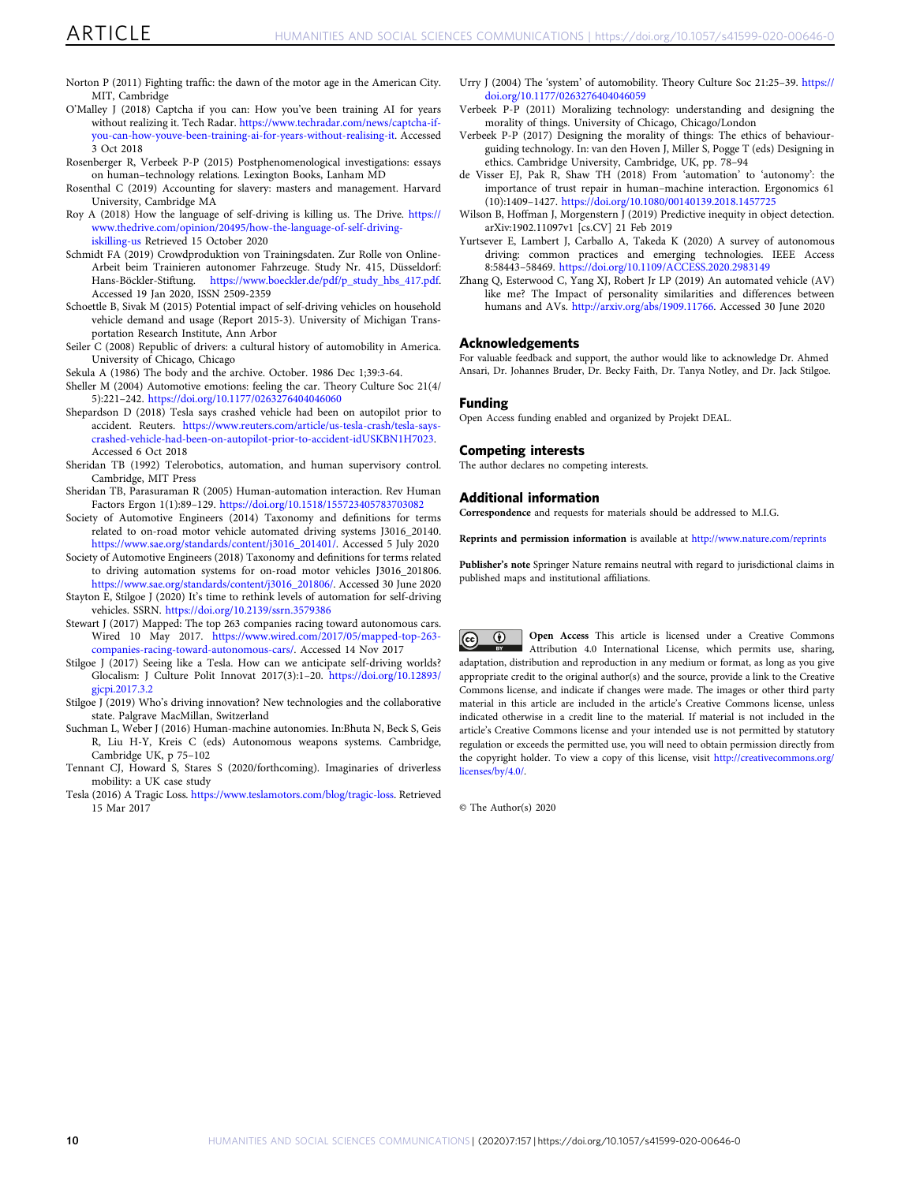Norton P (2011) Fighting traffic: the dawn of the motor age in the American City. MIT, Cambridge

O'Malley J (2018) Captcha if you can: How you've been training AI for years without realizing it. Tech Radar. https://www.techradar.com/news/captcha-if-you-can-how-youve-been-training-ai-for-years-without-realising-it. Accessed 3 Oct 2018

Rosenberger R, Verbeek P-P (2015) Postphenomenological investigations: essays on human–technology relations. Lexington Books, Lanham MD

Rosenthal C (2019) Accounting for slavery: masters and management. Harvard University, Cambridge MA

Roy A (2018) How the language of self-driving is killing us. The Drive. https://www.thedrive.com/opinion/20495/how-the-language-of-self-driving-iskilling-us Retrieved 15 October 2020

Schmidt FA (2019) Crowdproduktion von Trainingsdaten. Zur Rolle von Online-Arbeit beim Trainieren autonomer Fahrzeuge. Study Nr. 415, Düsseldorf: Hans-Böckler-Stiftung. https://www.boeckler.de/pdf/p_study_hbs_417.pdf. Accessed 19 Jan 2020, ISSN 2509-2359

Schoettle B, Sivak M (2015) Potential impact of self-driving vehicles on household vehicle demand and usage (Report 2015-3). University of Michigan Transportation Research Institute, Ann Arbor

Seiler C (2008) Republic of drivers: a cultural history of automobility in America. University of Chicago, Chicago

Sekula A (1986) The body and the archive. October. 1986 Dec 1;39:3-64.

Sheller M (2004) Automotive emotions: feeling the car. Theory Culture Soc 21(4/5):221–242. https://doi.org/10.1177/0263276404046060

Shepardson D (2018) Tesla says crashed vehicle had been on autopilot prior to accident. Reuters. https://www.reuters.com/article/us-tesla-crash/tesla-says-crashed-vehicle-had-been-on-autopilot-prior-to-accident-idUSKBN1H7023. Accessed 6 Oct 2018

Sheridan TB (1992) Telerobotics, automation, and human supervisory control. Cambridge, MIT Press

Sheridan TB, Parasuraman R (2005) Human-automation interaction. Rev Human Factors Ergon 1(1):89–129. https://doi.org/10.1518/155723405783703082

Society of Automotive Engineers (2014) Taxonomy and definitions for terms related to on-road motor vehicle automated driving systems J3016_20140. https://www.sae.org/standards/content/j3016_201401/. Accessed 5 July 2020

Society of Automotive Engineers (2018) Taxonomy and definitions for terms related to driving automation systems for on-road motor vehicles J3016_201806. https://www.sae.org/standards/content/j3016_201806/. Accessed 30 June 2020

Stayton E, Stilgoe J (2020) It's time to rethink levels of automation for self-driving vehicles. SSRN. https://doi.org/10.2139/ssrn.3579386

Stewart J (2017) Mapped: The top 263 companies racing toward autonomous cars. Wired 10 May 2017. https://www.wired.com/2017/05/mapped-top-263-companies-racing-toward-autonomous-cars/. Accessed 14 Nov 2017

Stilgoe J (2017) Seeing like a Tesla. How can we anticipate self-driving worlds? Glocalism: J Culture Polit Innovat 2017(3):1–20. https://doi.org/10.12893/gjcpi.2017.3.2

Stilgoe J (2019) Who's driving innovation? New technologies and the collaborative state. Palgrave MacMillan, Switzerland

Suchman L, Weber J (2016) Human-machine autonomies. In:Bhuta N, Beck S, Geis R, Liu H-Y, Kreis C (eds) Autonomous weapons systems. Cambridge, Cambridge UK, p 75–102

Tennant CJ, Howard S, Stares S (2020/forthcoming). Imaginaries of driverless mobility: a UK case study

Tesla (2016) A Tragic Loss. https://www.teslamotors.com/blog/tragic-loss. Retrieved 15 Mar 2017

Urry J (2004) The 'system' of automobility. Theory Culture Soc 21:25–39. https://doi.org/10.1177/0263276404046059

Verbeek P-P (2011) Moralizing technology: understanding and designing the morality of things. University of Chicago, Chicago/London

Verbeek P-P (2017) Designing the morality of things: The ethics of behaviour-guiding technology. In: van den Hoven J, Miller S, Pogge T (eds) Designing in ethics. Cambridge University, Cambridge, UK, pp. 78–94

de Visser EJ, Pak R, Shaw TH (2018) From 'automation' to 'autonomy': the importance of trust repair in human–machine interaction. Ergonomics 61 (10):1409–1427. https://doi.org/10.1080/00140139.2018.1457725

Wilson B, Hoffman J, Morgenstern J (2019) Predictive inequity in object detection. arXiv:1902.11097v1 [cs.CV] 21 Feb 2019

Yurtsever E, Lambert J, Carballo A, Takeda K (2020) A survey of autonomous driving: common practices and emerging technologies. IEEE Access 8:58443–58469. https://doi.org/10.1109/ACCESS.2020.2983149

Zhang Q, Esterwood C, Yang XJ, Robert Jr LP (2019) An automated vehicle (AV) like me? The Impact of personality similarities and differences between humans and AVs. http://arxiv.org/abs/1909.11766. Accessed 30 June 2020

## Acknowledgements

For valuable feedback and support, the author would like to acknowledge Dr. Ahmed Ansari, Dr. Johannes Bruder, Dr. Becky Faith, Dr. Tanya Notley, and Dr. Jack Stilgoe.

## Funding

Open Access funding enabled and organized by Projekt DEAL.

## Competing interests

The author declares no competing interests.

## Additional information

**Correspondence** and requests for materials should be addressed to M.I.G.

**Reprints and permission information** is available at http://www.nature.com/reprints

**Publisher's note** Springer Nature remains neutral with regard to jurisdictional claims in published maps and institutional affiliations.

**Open Access** This article is licensed under a Creative Commons Attribution 4.0 International License, which permits use, sharing, adaptation, distribution and reproduction in any medium or format, as long as you give appropriate credit to the original author(s) and the source, provide a link to the Creative Commons license, and indicate if changes were made. The images or other third party material in this article are included in the article's Creative Commons license, unless indicated otherwise in a credit line to the material. If material is not included in the article's Creative Commons license and your intended use is not permitted by statutory regulation or exceeds the permitted use, you will need to obtain permission directly from the copyright holder. To view a copy of this license, visit http://creativecommons.org/licenses/by/4.0/.

© The Author(s) 2020